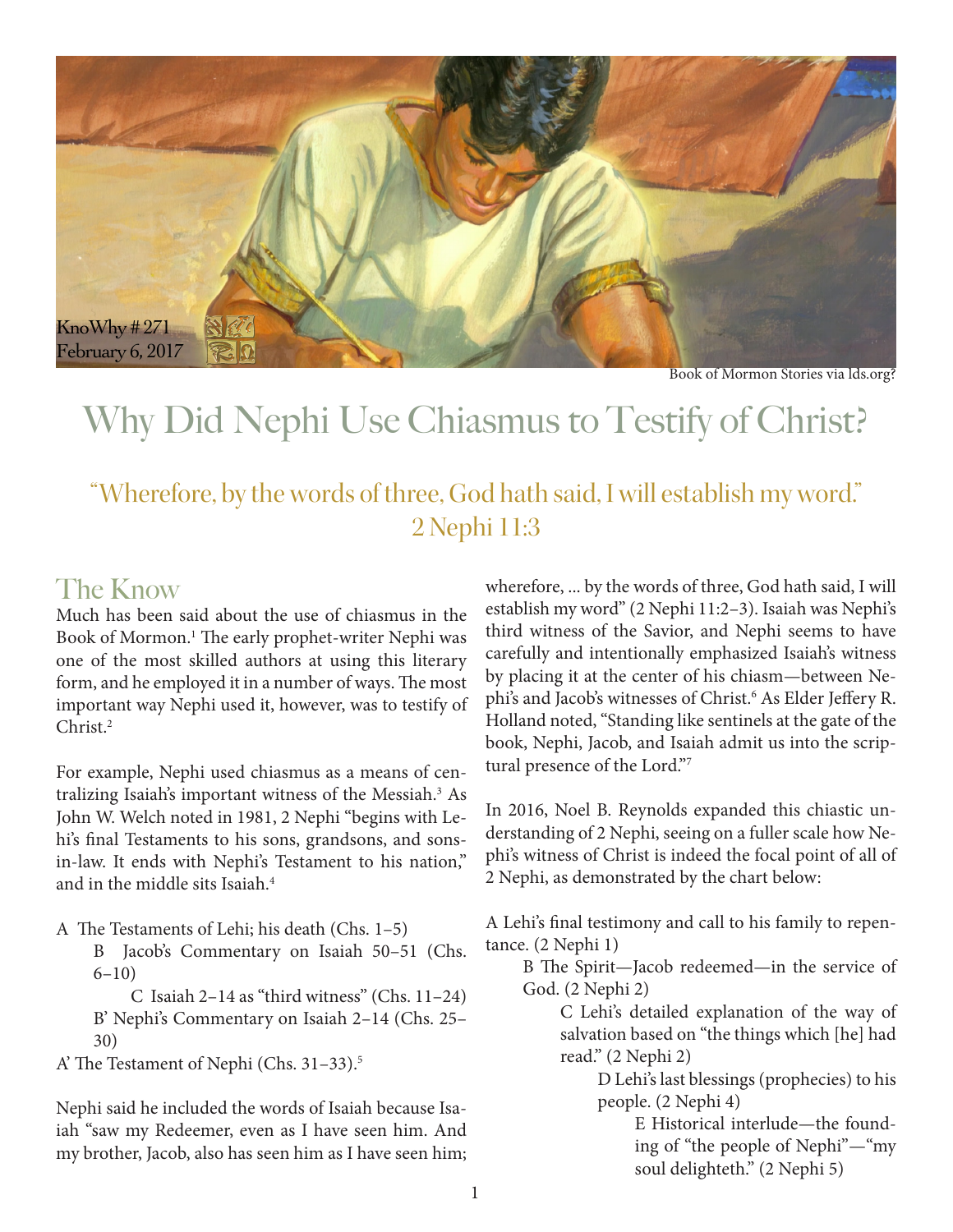KnoWhy # 271
February 6, 2017

Book of Mormon Stories via lds.org?

# Why Did Nephi Use Chiasmus to Testify of Christ?

"Wherefore, by the words of three, God hath said, I will establish my word."
2 Nephi 11:3

## The Know

Much has been said about the use of chiasmus in the Book of Mormon.[1] The early prophet-writer Nephi was one of the most skilled authors at using this literary form, and he employed it in a number of ways. The most important way Nephi used it, however, was to testify of Christ.[2]

For example, Nephi used chiasmus as a means of centralizing Isaiah's important witness of the Messiah.[3] As John W. Welch noted in 1981, 2 Nephi "begins with Lehi's final Testaments to his sons, grandsons, and sons-in-law. It ends with Nephi's Testament to his nation," and in the middle sits Isaiah.[4]

A The Testaments of Lehi; his death (Chs. 1–5)
 B Jacob's Commentary on Isaiah 50–51 (Chs. 6–10)
  C Isaiah 2–14 as "third witness" (Chs. 11–24)
 B' Nephi's Commentary on Isaiah 2–14 (Chs. 25–30)
A' The Testament of Nephi (Chs. 31–33).[5]

Nephi said he included the words of Isaiah because Isaiah "saw my Redeemer, even as I have seen him. And my brother, Jacob, also has seen him as I have seen him; wherefore, ... by the words of three, God hath said, I will establish my word" (2 Nephi 11:2–3). Isaiah was Nephi's third witness of the Savior, and Nephi seems to have carefully and intentionally emphasized Isaiah's witness by placing it at the center of his chiasm—between Nephi's and Jacob's witnesses of Christ.[6] As Elder Jeffery R. Holland noted, "Standing like sentinels at the gate of the book, Nephi, Jacob, and Isaiah admit us into the scriptural presence of the Lord."[7]

In 2016, Noel B. Reynolds expanded this chiastic understanding of 2 Nephi, seeing on a fuller scale how Nephi's witness of Christ is indeed the focal point of all of 2 Nephi, as demonstrated by the chart below:

A Lehi's final testimony and call to his family to repentance. (2 Nephi 1)
 B The Spirit—Jacob redeemed—in the service of God. (2 Nephi 2)
  C Lehi's detailed explanation of the way of salvation based on "the things which [he] had read." (2 Nephi 2)
   D Lehi's last blessings (prophecies) to his people. (2 Nephi 4)
    E Historical interlude—the founding of "the people of Nephi"—"my soul delighteth." (2 Nephi 5)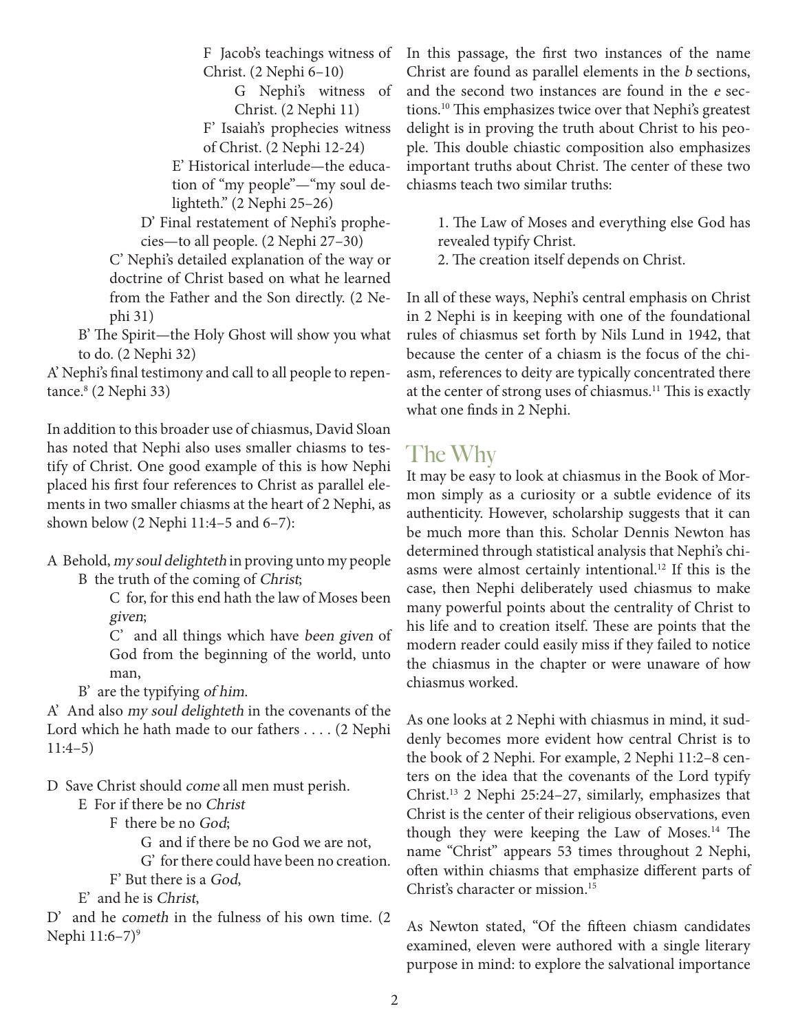F Jacob's teachings witness of Christ. (2 Nephi 6–10)

G Nephi's witness of Christ. (2 Nephi 11)

F' Isaiah's prophecies witness of Christ. (2 Nephi 12-24)

E' Historical interlude—the education of "my people"—"my soul delighteth." (2 Nephi 25–26)

D' Final restatement of Nephi's prophecies—to all people. (2 Nephi 27–30)

C' Nephi's detailed explanation of the way or doctrine of Christ based on what he learned from the Father and the Son directly. (2 Nephi 31)

B' The Spirit—the Holy Ghost will show you what to do. (2 Nephi 32)

A' Nephi's final testimony and call to all people to repentance.[8] (2 Nephi 33)

In addition to this broader use of chiasmus, David Sloan has noted that Nephi also uses smaller chiasms to testify of Christ. One good example of this is how Nephi placed his first four references to Christ as parallel elements in two smaller chiasms at the heart of 2 Nephi, as shown below (2 Nephi 11:4–5 and 6–7):

A Behold, *my soul delighteth* in proving unto my people

B the truth of the coming of *Christ*;

C for, for this end hath the law of Moses been *given*;

C' and all things which have *been given* of God from the beginning of the world, unto man,

B' are the typifying *of him*.

A' And also *my soul delighteth* in the covenants of the Lord which he hath made to our fathers . . . . (2 Nephi 11:4–5)

D Save Christ should *come* all men must perish.

E For if there be no *Christ*

F there be no *God*;

G and if there be no God we are not,

G' for there could have been no creation.

F' But there is a *God*,

E' and he is *Christ*,

D' and he *cometh* in the fulness of his own time. (2 Nephi 11:6–7)[9]

In this passage, the first two instances of the name Christ are found as parallel elements in the *b* sections, and the second two instances are found in the *e* sections.[10] This emphasizes twice over that Nephi's greatest delight is in proving the truth about Christ to his people. This double chiastic composition also emphasizes important truths about Christ. The center of these two chiasms teach two similar truths:

1. The Law of Moses and everything else God has revealed typify Christ.
2. The creation itself depends on Christ.

In all of these ways, Nephi's central emphasis on Christ in 2 Nephi is in keeping with one of the foundational rules of chiasmus set forth by Nils Lund in 1942, that because the center of a chiasm is the focus of the chiasm, references to deity are typically concentrated there at the center of strong uses of chiasmus.[11] This is exactly what one finds in 2 Nephi.

## The Why

It may be easy to look at chiasmus in the Book of Mormon simply as a curiosity or a subtle evidence of its authenticity. However, scholarship suggests that it can be much more than this. Scholar Dennis Newton has determined through statistical analysis that Nephi's chiasms were almost certainly intentional.[12] If this is the case, then Nephi deliberately used chiasmus to make many powerful points about the centrality of Christ to his life and to creation itself. These are points that the modern reader could easily miss if they failed to notice the chiasmus in the chapter or were unaware of how chiasmus worked.

As one looks at 2 Nephi with chiasmus in mind, it suddenly becomes more evident how central Christ is to the book of 2 Nephi. For example, 2 Nephi 11:2–8 centers on the idea that the covenants of the Lord typify Christ.[13] 2 Nephi 25:24–27, similarly, emphasizes that Christ is the center of their religious observations, even though they were keeping the Law of Moses.[14] The name "Christ" appears 53 times throughout 2 Nephi, often within chiasms that emphasize different parts of Christ's character or mission.[15]

As Newton stated, "Of the fifteen chiasm candidates examined, eleven were authored with a single literary purpose in mind: to explore the salvational importance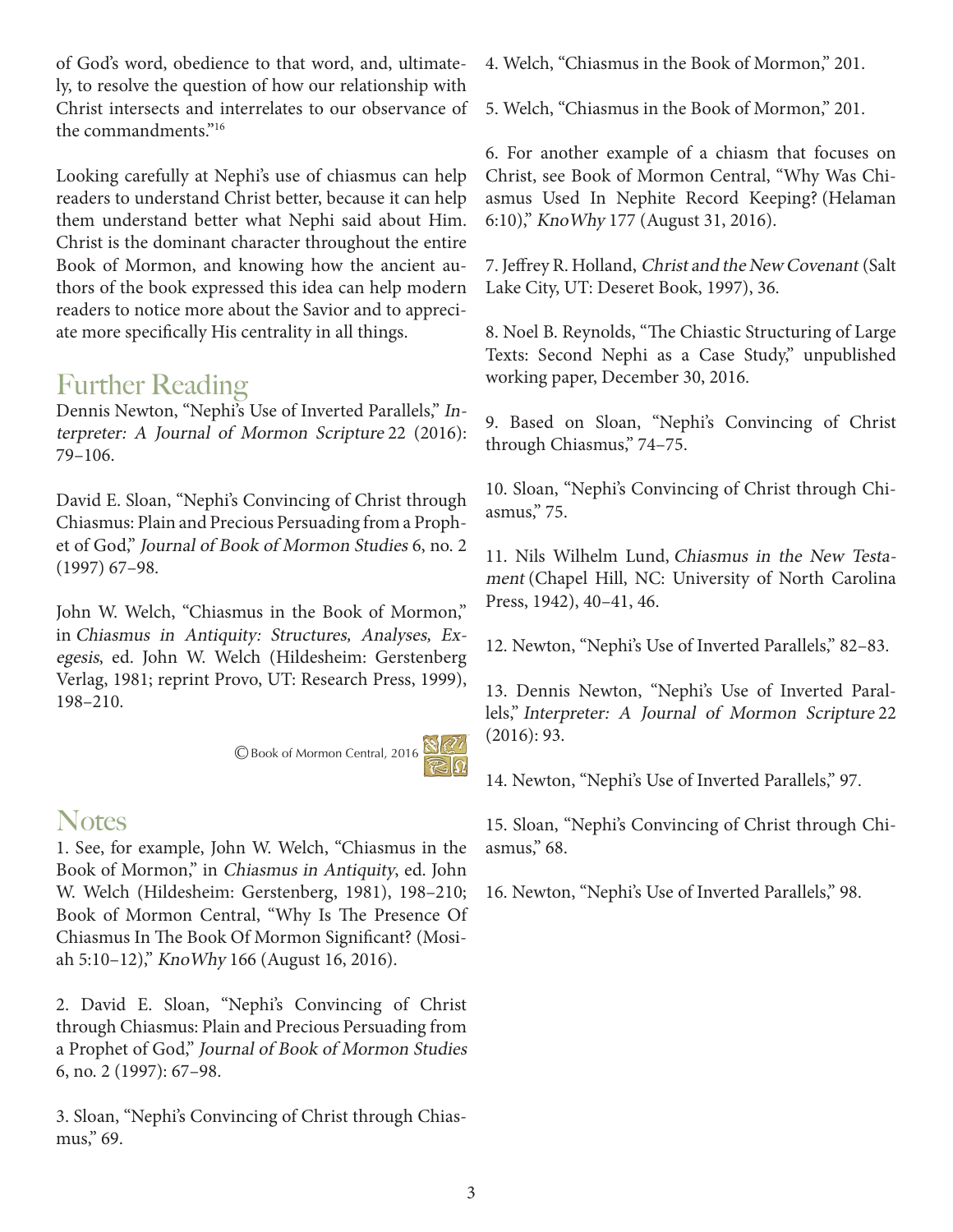of God's word, obedience to that word, and, ultimately, to resolve the question of how our relationship with Christ intersects and interrelates to our observance of the commandments."[16]

Looking carefully at Nephi's use of chiasmus can help readers to understand Christ better, because it can help them understand better what Nephi said about Him. Christ is the dominant character throughout the entire Book of Mormon, and knowing how the ancient authors of the book expressed this idea can help modern readers to notice more about the Savior and to appreciate more specifically His centrality in all things.

## Further Reading

Dennis Newton, "Nephi's Use of Inverted Parallels," *Interpreter: A Journal of Mormon Scripture* 22 (2016): 79–106.

David E. Sloan, "Nephi's Convincing of Christ through Chiasmus: Plain and Precious Persuading from a Prophet of God," *Journal of Book of Mormon Studies* 6, no. 2 (1997) 67–98.

John W. Welch, "Chiasmus in the Book of Mormon," in *Chiasmus in Antiquity: Structures, Analyses, Exegesis*, ed. John W. Welch (Hildesheim: Gerstenberg Verlag, 1981; reprint Provo, UT: Research Press, 1999), 198–210.

© Book of Mormon Central, 2016

## Notes

1. See, for example, John W. Welch, "Chiasmus in the Book of Mormon," in *Chiasmus in Antiquity*, ed. John W. Welch (Hildesheim: Gerstenberg, 1981), 198–210; Book of Mormon Central, "Why Is The Presence Of Chiasmus In The Book Of Mormon Significant? (Mosiah 5:10–12)," *KnoWhy* 166 (August 16, 2016).

2. David E. Sloan, "Nephi's Convincing of Christ through Chiasmus: Plain and Precious Persuading from a Prophet of God," *Journal of Book of Mormon Studies* 6, no. 2 (1997): 67–98.

3. Sloan, "Nephi's Convincing of Christ through Chiasmus," 69.

4. Welch, "Chiasmus in the Book of Mormon," 201.

5. Welch, "Chiasmus in the Book of Mormon," 201.

6. For another example of a chiasm that focuses on Christ, see Book of Mormon Central, "Why Was Chiasmus Used In Nephite Record Keeping? (Helaman 6:10)," *KnoWhy* 177 (August 31, 2016).

7. Jeffrey R. Holland, *Christ and the New Covenant* (Salt Lake City, UT: Deseret Book, 1997), 36.

8. Noel B. Reynolds, "The Chiastic Structuring of Large Texts: Second Nephi as a Case Study," unpublished working paper, December 30, 2016.

9. Based on Sloan, "Nephi's Convincing of Christ through Chiasmus," 74–75.

10. Sloan, "Nephi's Convincing of Christ through Chiasmus," 75.

11. Nils Wilhelm Lund, *Chiasmus in the New Testament* (Chapel Hill, NC: University of North Carolina Press, 1942), 40–41, 46.

12. Newton, "Nephi's Use of Inverted Parallels," 82–83.

13. Dennis Newton, "Nephi's Use of Inverted Parallels," *Interpreter: A Journal of Mormon Scripture* 22 (2016): 93.

14. Newton, "Nephi's Use of Inverted Parallels," 97.

15. Sloan, "Nephi's Convincing of Christ through Chiasmus," 68.

16. Newton, "Nephi's Use of Inverted Parallels," 98.